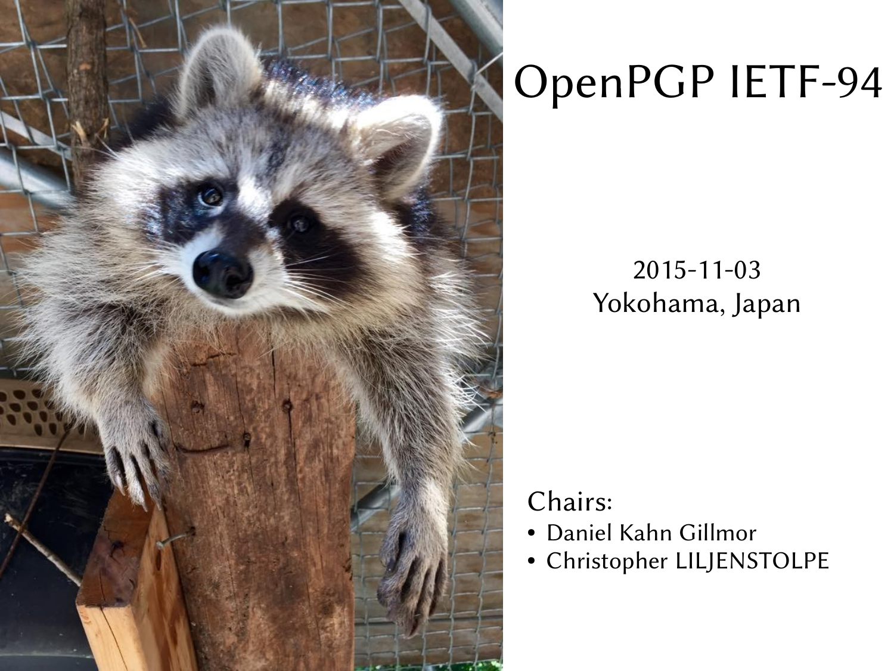# OpenPGP IETF-94

2015-11-03
Yokohama, Japan

Chairs:

- Daniel Kahn Gillmor
- Christopher LILJENSTOLPE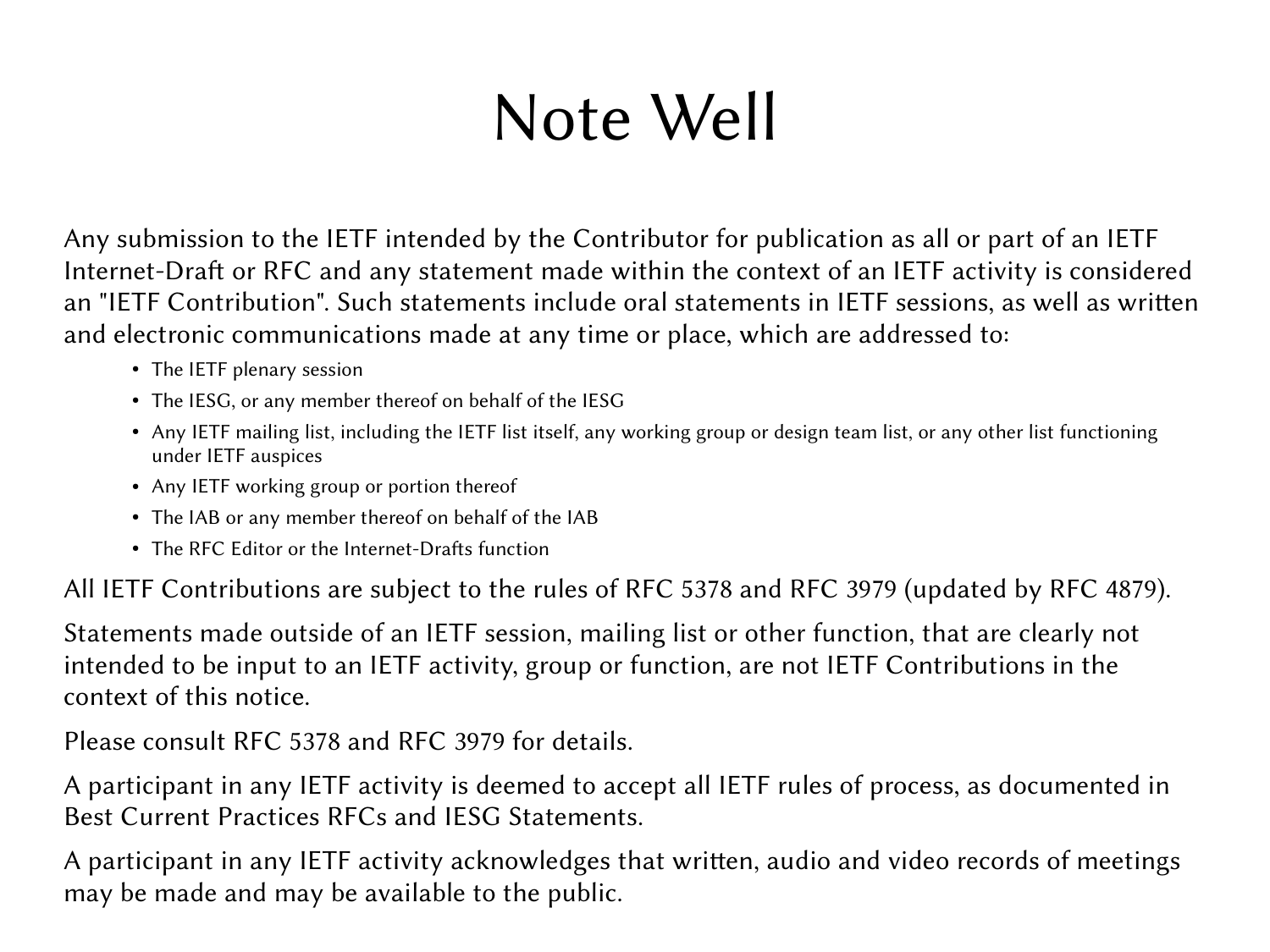# Note Well

Any submission to the IETF intended by the Contributor for publication as all or part of an IETF Internet-Draft or RFC and any statement made within the context of an IETF activity is considered an "IETF Contribution". Such statements include oral statements in IETF sessions, as well as written and electronic communications made at any time or place, which are addressed to:

- The IETF plenary session
- The IESG, or any member thereof on behalf of the IESG
- Any IETF mailing list, including the IETF list itself, any working group or design team list, or any other list functioning under IETF auspices
- Any IETF working group or portion thereof
- The IAB or any member thereof on behalf of the IAB
- The RFC Editor or the Internet-Drafts function

All IETF Contributions are subject to the rules of RFC 5378 and RFC 3979 (updated by RFC 4879).

Statements made outside of an IETF session, mailing list or other function, that are clearly not intended to be input to an IETF activity, group or function, are not IETF Contributions in the context of this notice.

Please consult RFC 5378 and RFC 3979 for details.

A participant in any IETF activity is deemed to accept all IETF rules of process, as documented in Best Current Practices RFCs and IESG Statements.

A participant in any IETF activity acknowledges that written, audio and video records of meetings may be made and may be available to the public.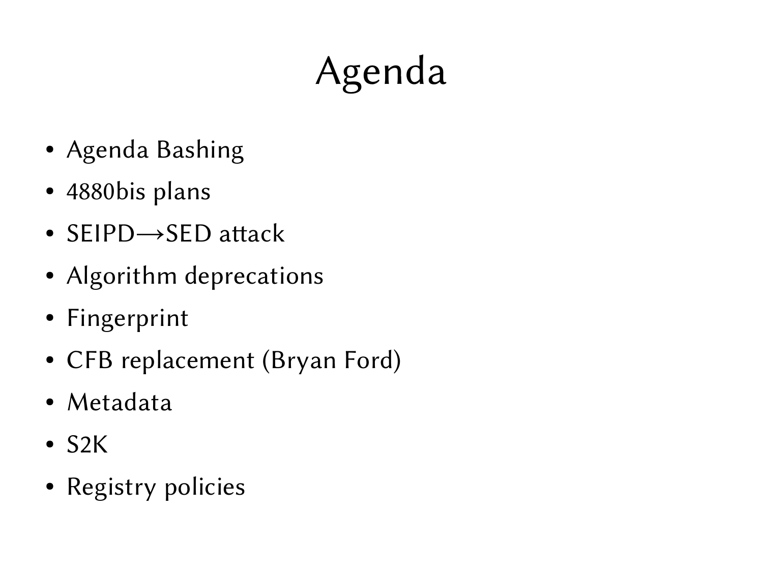# Agenda

- Agenda Bashing
- 4880bis plans
- SEIPD→SED attack
- Algorithm deprecations
- Fingerprint
- CFB replacement (Bryan Ford)
- Metadata
- S2K
- Registry policies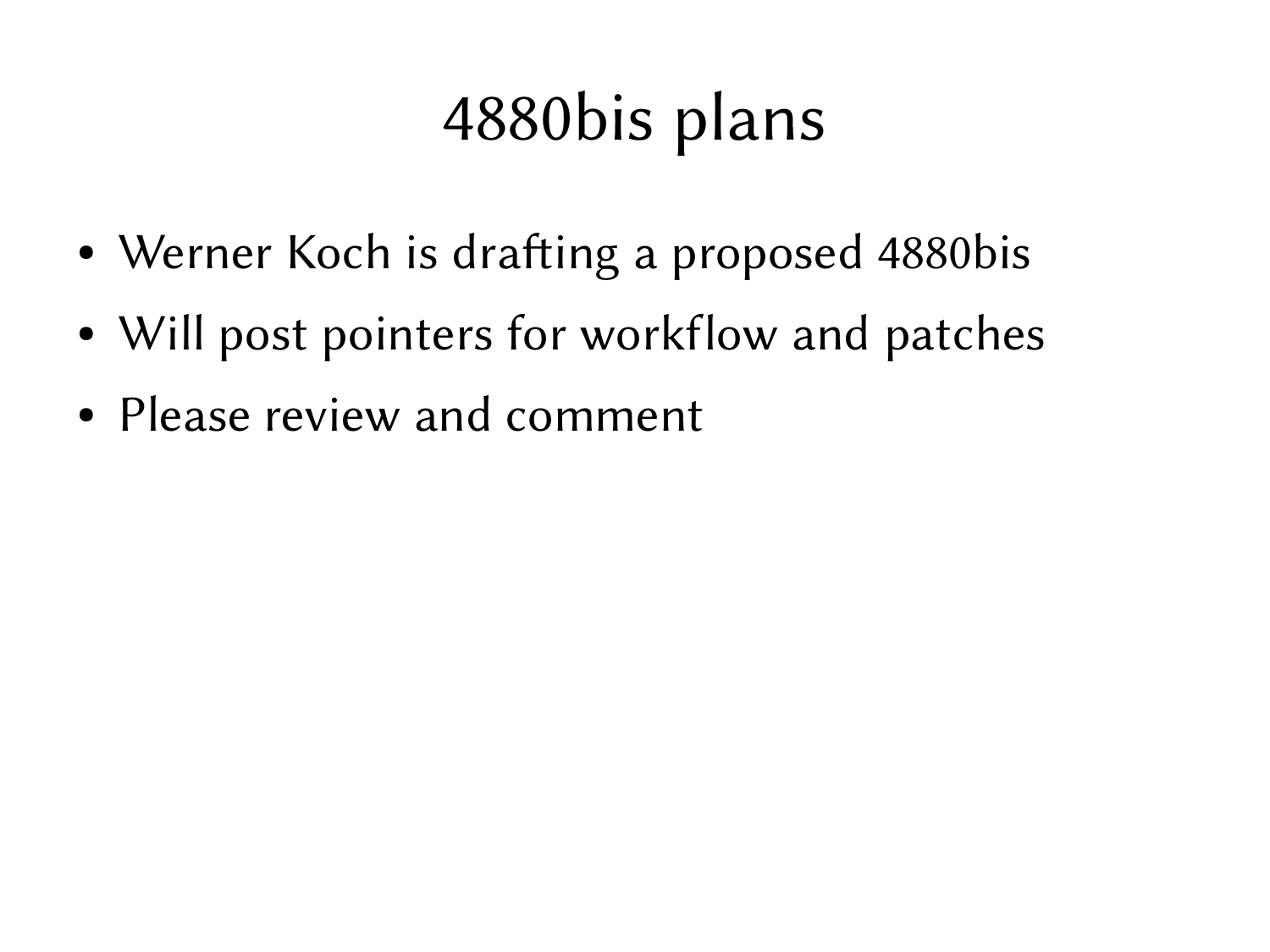# 4880bis plans

- Werner Koch is drafting a proposed 4880bis
- Will post pointers for workflow and patches
- Please review and comment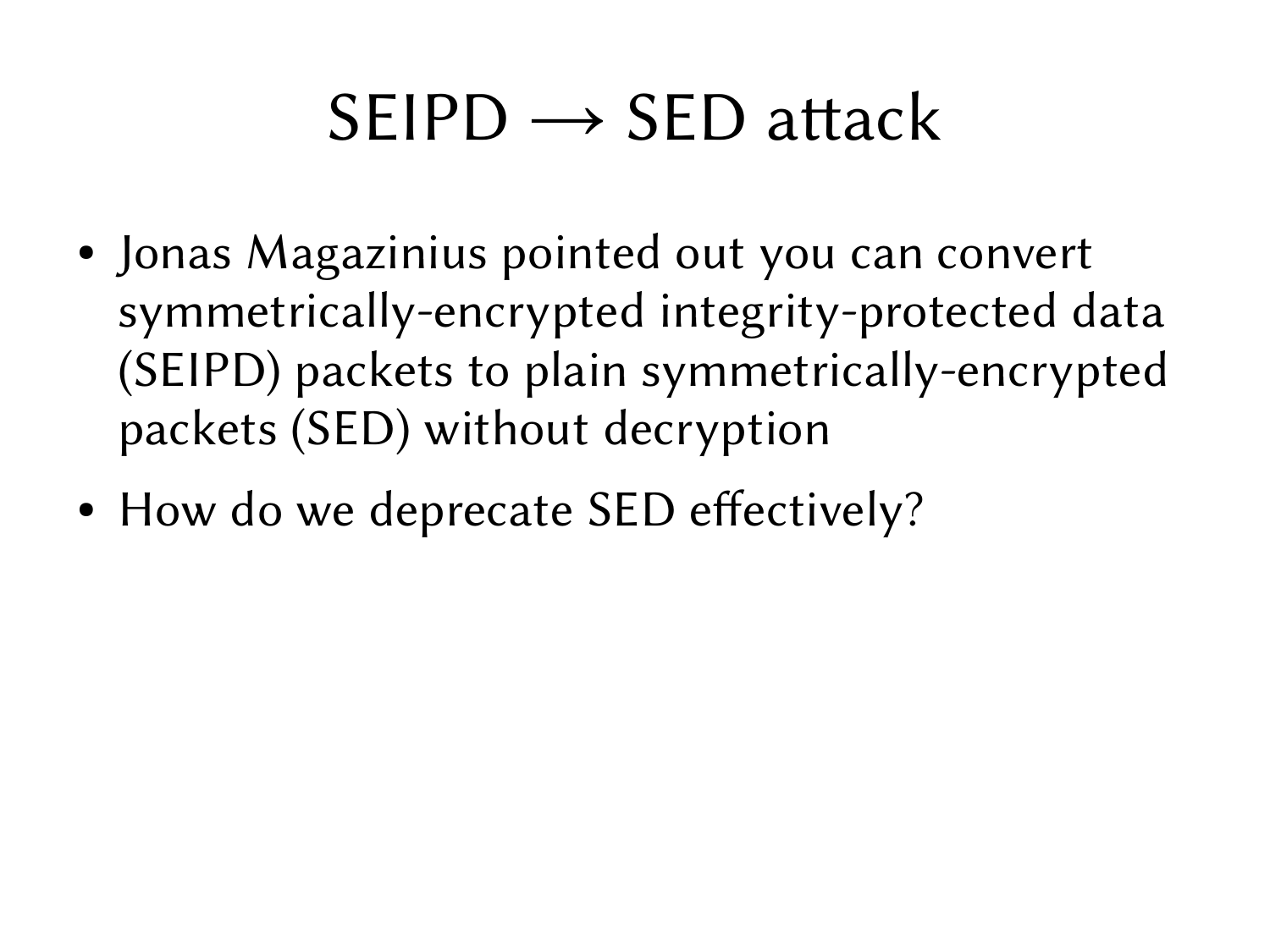# SEIPD $\longrightarrow$ SED attack

- Jonas Magazinius pointed out you can convert symmetrically-encrypted integrity-protected data (SEIPD) packets to plain symmetrically-encrypted packets (SED) without decryption
- How do we deprecate SED effectively?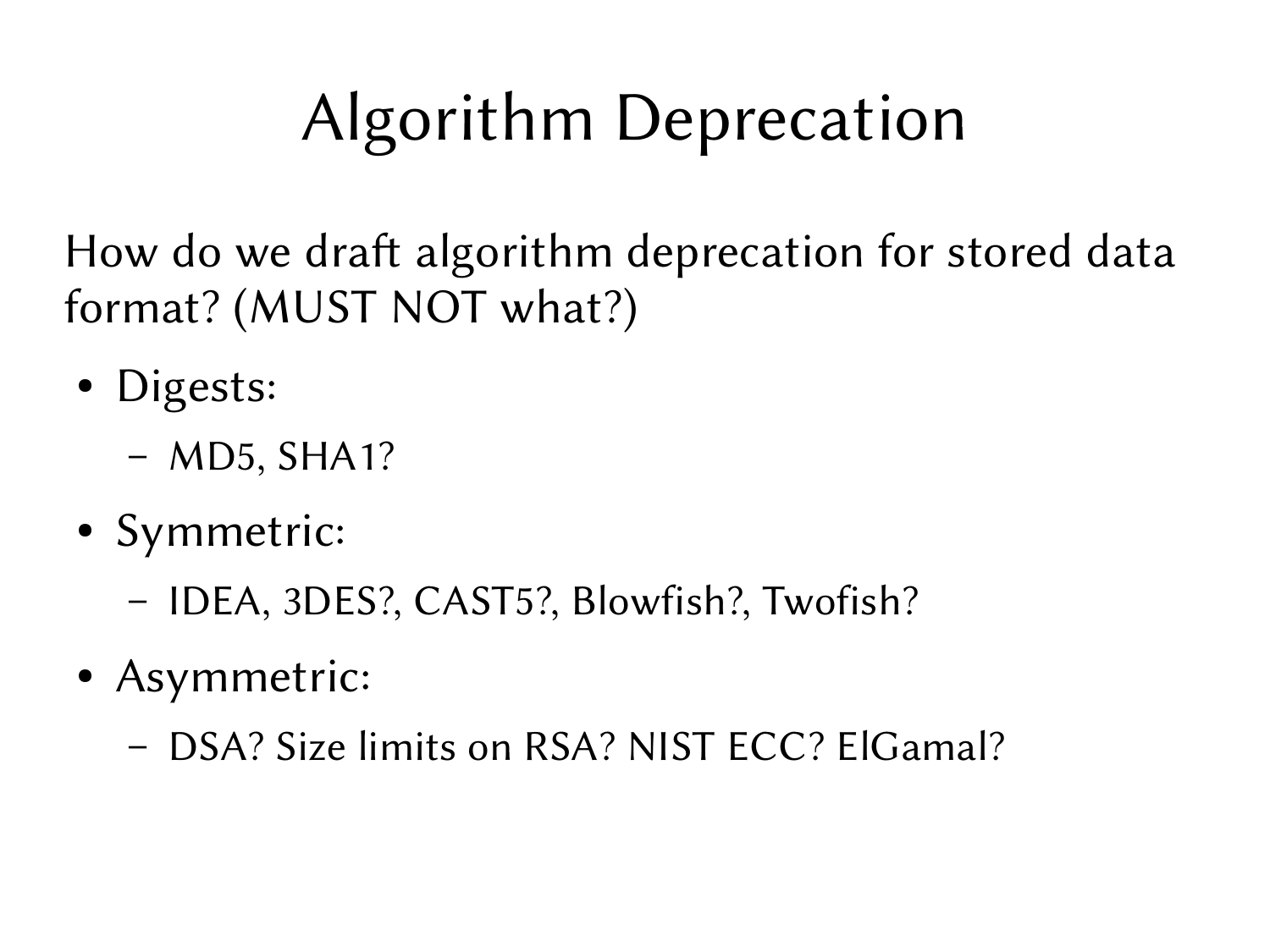# Algorithm Deprecation

How do we draft algorithm deprecation for stored data format? (MUST NOT what?)

- Digests:
  - MD5, SHA1?
- Symmetric:
  - IDEA, 3DES?, CAST5?, Blowfish?, Twofish?
- Asymmetric:
  - DSA? Size limits on RSA? NIST ECC? ElGamal?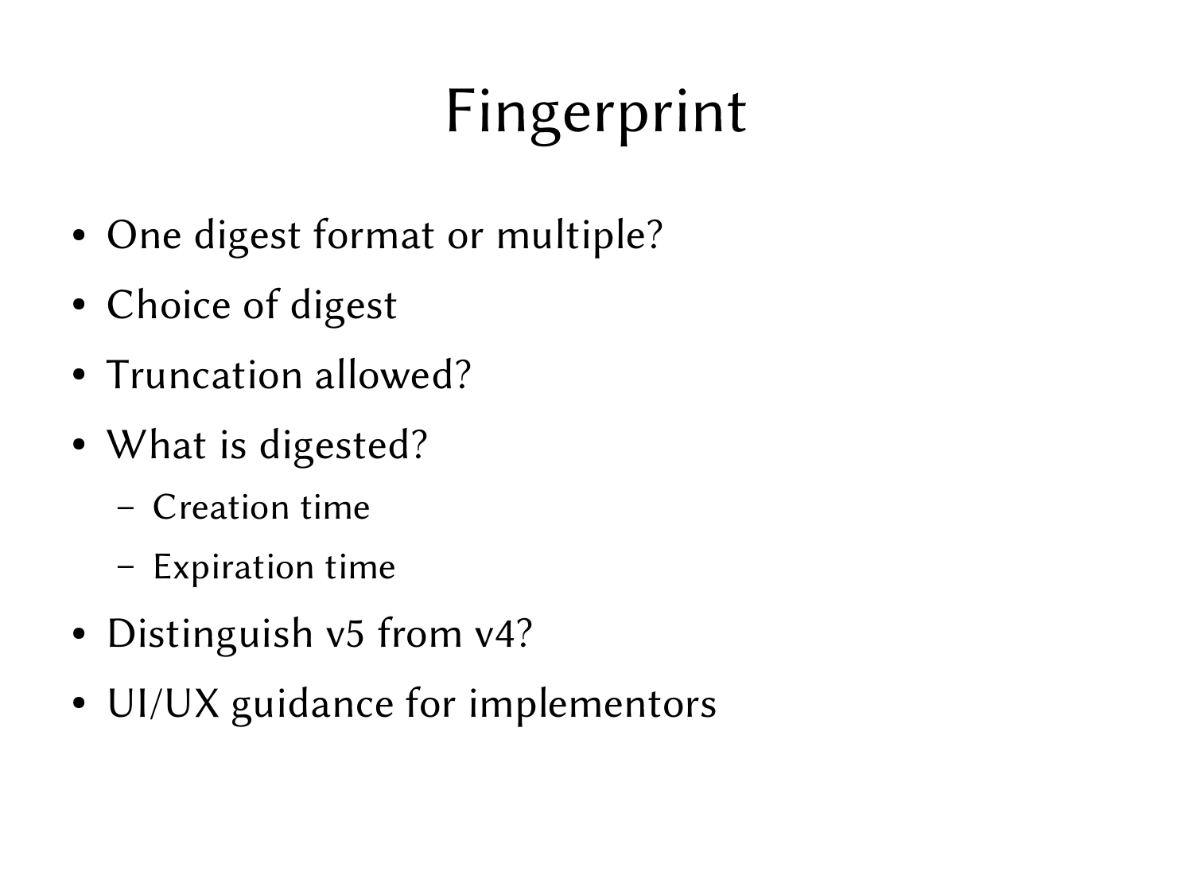# Fingerprint

- One digest format or multiple?
- Choice of digest
- Truncation allowed?
- What is digested?
  - Creation time
  - Expiration time
- Distinguish v5 from v4?
- UI/UX guidance for implementors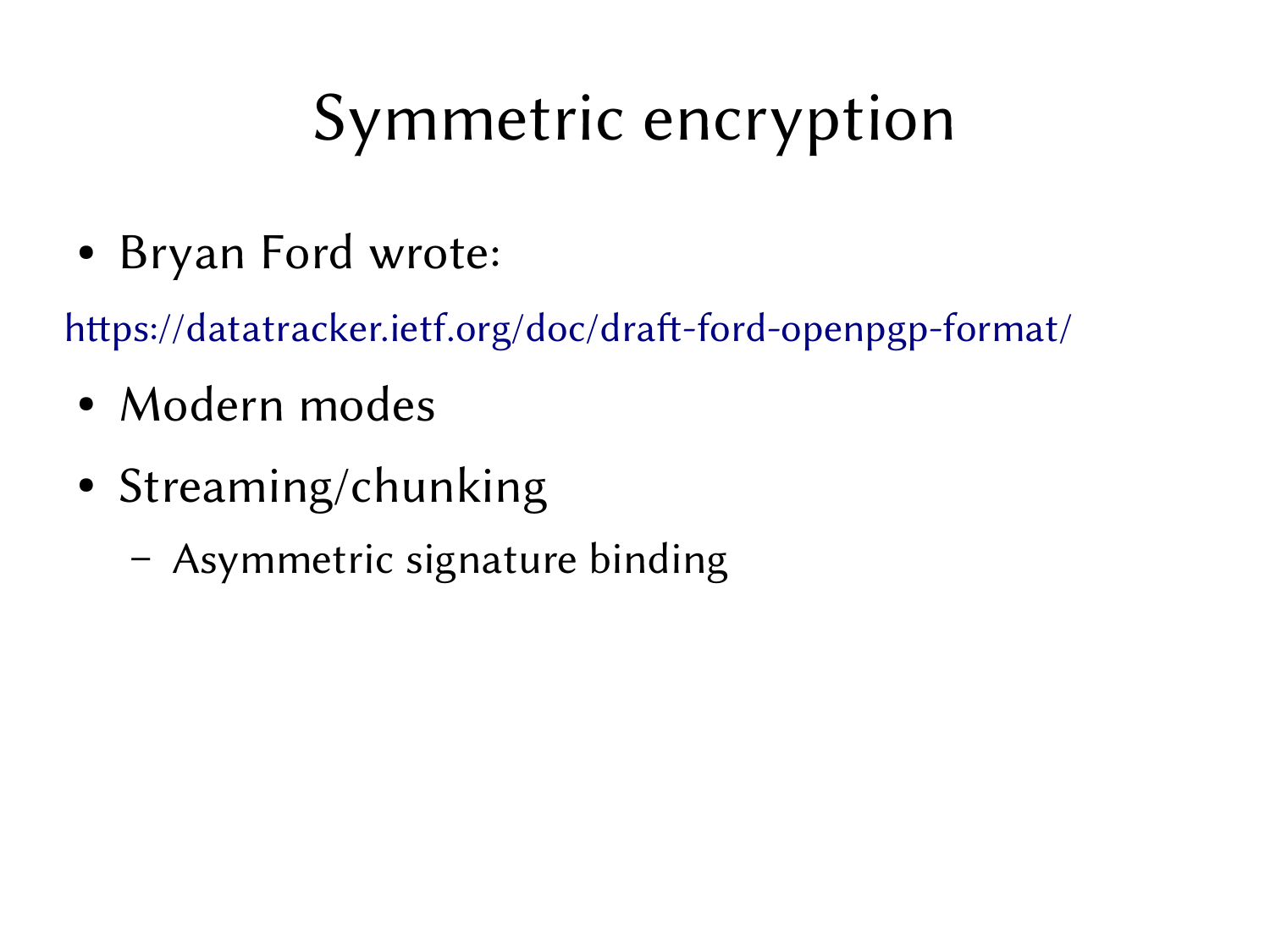# Symmetric encryption

- Bryan Ford wrote:

https://datatracker.ietf.org/doc/draft-ford-openpgp-format/

- Modern modes
- Streaming/chunking
  - Asymmetric signature binding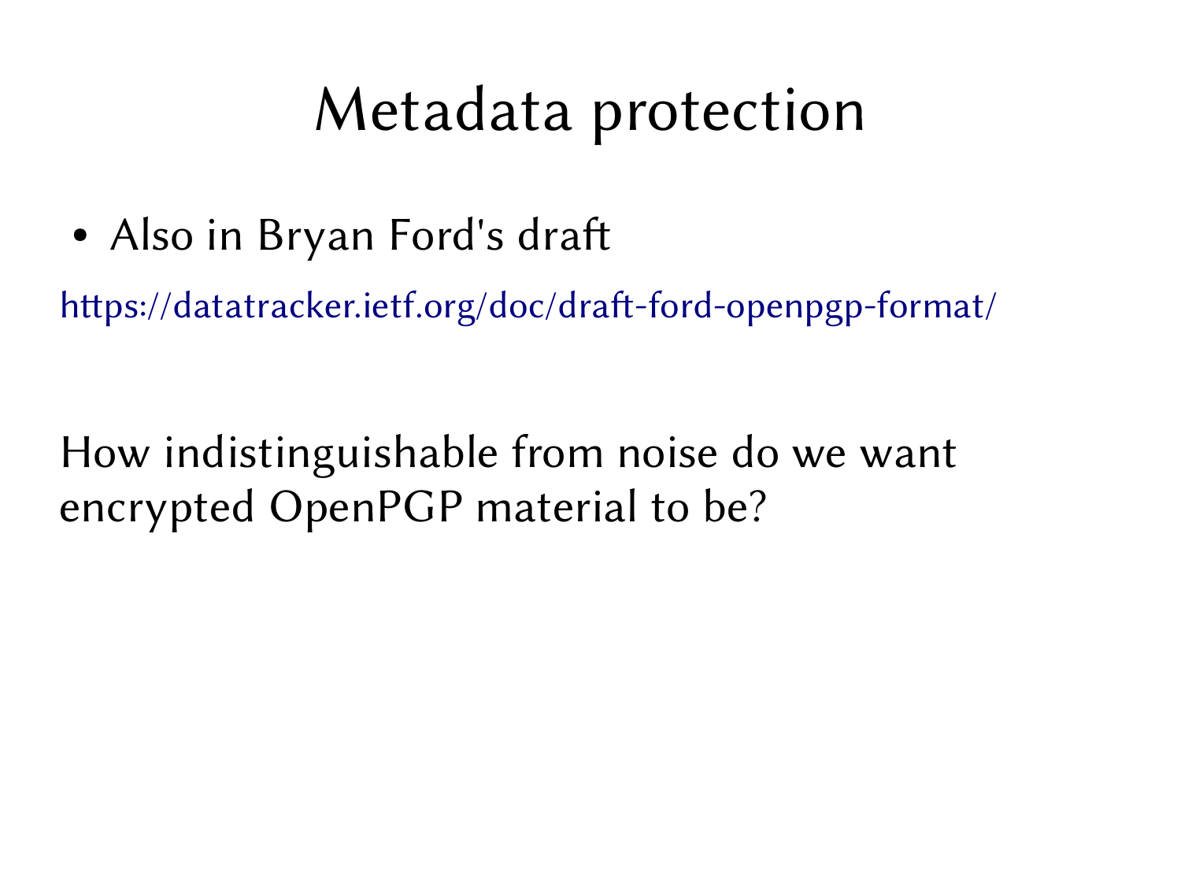# Metadata protection

- Also in Bryan Ford's draft

https://datatracker.ietf.org/doc/draft-ford-openpgp-format/

How indistinguishable from noise do we want encrypted OpenPGP material to be?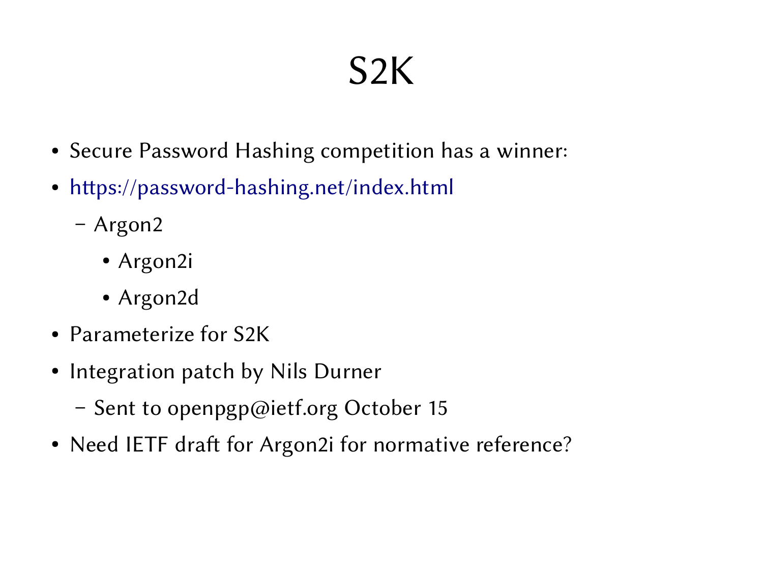# S2K

- Secure Password Hashing competition has a winner:
- https://password-hashing.net/index.html
  - Argon2
    - Argon2i
    - Argon2d
- Parameterize for S2K
- Integration patch by Nils Durner
  - Sent to openpgp@ietf.org October 15
- Need IETF draft for Argon2i for normative reference?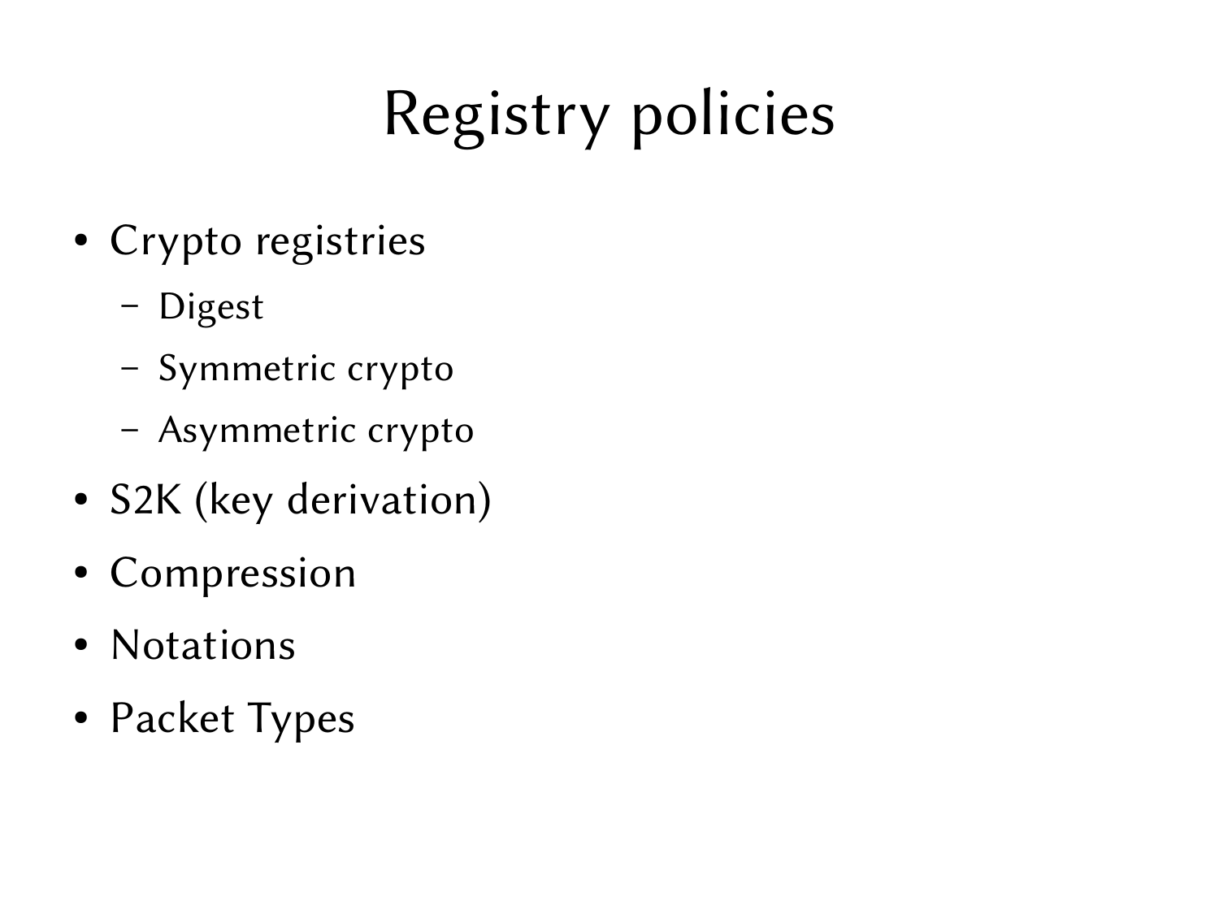# Registry policies

- Crypto registries
  - Digest
  - Symmetric crypto
  - Asymmetric crypto
- S2K (key derivation)
- Compression
- Notations
- Packet Types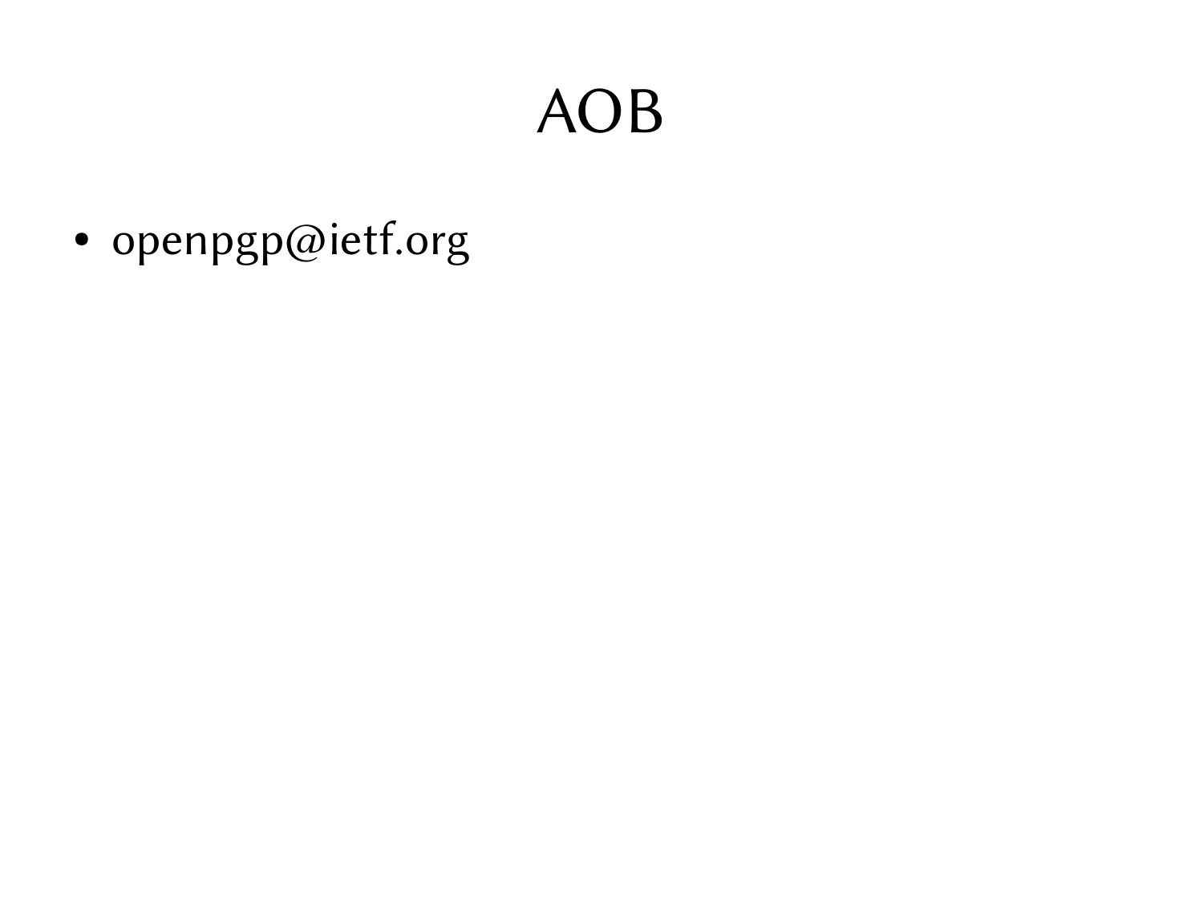# AOB

- openpgp@ietf.org